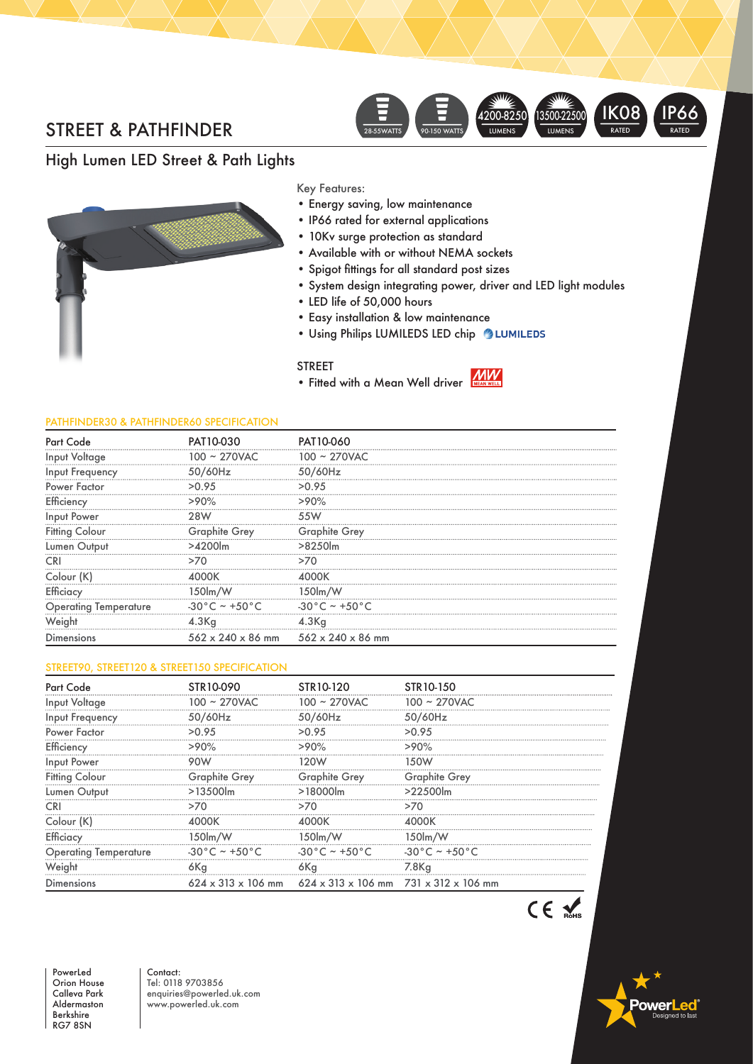# STREET & PATHFINDER

28-55WATTS | 90-150 WATTS | 4200-8250 LUMENS | 13500-22500 LUMENS | IK08 RATED | IP66 RATED

## High Lumen LED Street & Path Lights

Key Features:

- Energy saving, low maintenance
- IP66 rated for external applications
- 10Kv surge protection as standard
- Available with or without NEMA sockets
- Spigot fittings for all standard post sizes
- System design integrating power, driver and LED light modules
- LED life of 50,000 hours
- Easy installation & low maintenance
- Using Philips LUMILEDS LED chip LUMILEDS

STREET

- Fitted with a Mean Well driver

### PATHFINDER30 & PATHFINDER60 SPECIFICATION

| Part Code | PAT10-030 | PAT10-060 |
|---|---|---|
| Input Voltage | 100 ~ 270VAC | 100 ~ 270VAC |
| Input Frequency | 50/60Hz | 50/60Hz |
| Power Factor | >0.95 | >0.95 |
| Efficiency | >90% | >90% |
| Input Power | 28W | 55W |
| Fitting Colour | Graphite Grey | Graphite Grey |
| Lumen Output | >4200lm | >8250lm |
| CRI | >70 | >70 |
| Colour (K) | 4000K | 4000K |
| Efficiacy | 150lm/W | 150lm/W |
| Operating Temperature | -30°C ~ +50°C | -30°C ~ +50°C |
| Weight | 4.3Kg | 4.3Kg |
| Dimensions | 562 x 240 x 86 mm | 562 x 240 x 86 mm |

### STREET90, STREET120 & STREET150 SPECIFICATION

| Part Code | STR10-090 | STR10-120 | STR10-150 |
|---|---|---|---|
| Input Voltage | 100 ~ 270VAC | 100 ~ 270VAC | 100 ~ 270VAC |
| Input Frequency | 50/60Hz | 50/60Hz | 50/60Hz |
| Power Factor | >0.95 | >0.95 | >0.95 |
| Efficiency | >90% | >90% | >90% |
| Input Power | 90W | 120W | 150W |
| Fitting Colour | Graphite Grey | Graphite Grey | Graphite Grey |
| Lumen Output | >13500lm | >18000lm | >22500lm |
| CRI | >70 | >70 | >70 |
| Colour (K) | 4000K | 4000K | 4000K |
| Efficiacy | 150lm/W | 150lm/W | 150lm/W |
| Operating Temperature | -30°C ~ +50°C | -30°C ~ +50°C | -30°C ~ +50°C |
| Weight | 6Kg | 6Kg | 7.8Kg |
| Dimensions | 624 x 313 x 106 mm | 624 x 313 x 106 mm | 731 x 312 x 106 mm |

CE RoHS

PowerLed
Orion House
Calleva Park
Aldermaston
Berkshire
RG7 8SN

Contact:
Tel: 0118 9703856
enquiries@powerled.uk.com
www.powerled.uk.com

PowerLed® Designed to last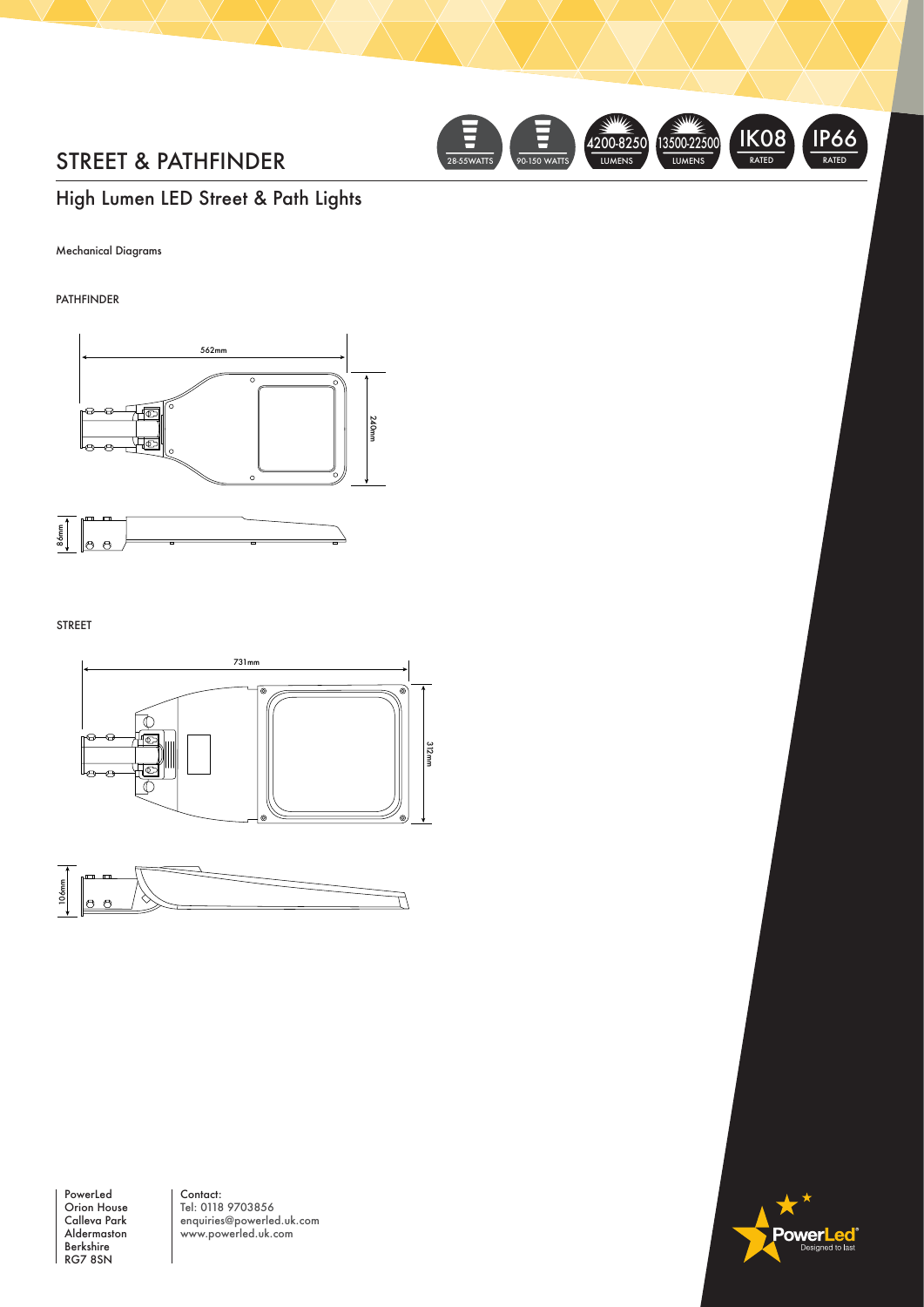# STREET & PATHFINDER

28-55WATTS | 90-150 WATTS | 4200-8250 LUMENS | 13500-22500 LUMENS | IK08 RATED | IP66 RATED

## High Lumen LED Street & Path Lights

Mechanical Diagrams

PATHFINDER

562mm

240mm

86mm

STREET

731mm

312mm

106mm

PowerLed
Orion House
Calleva Park
Aldermaston
Berkshire
RG7 8SN

Contact:
Tel: 0118 9703856
enquiries@powerled.uk.com
www.powerled.uk.com

PowerLed® Designed to last